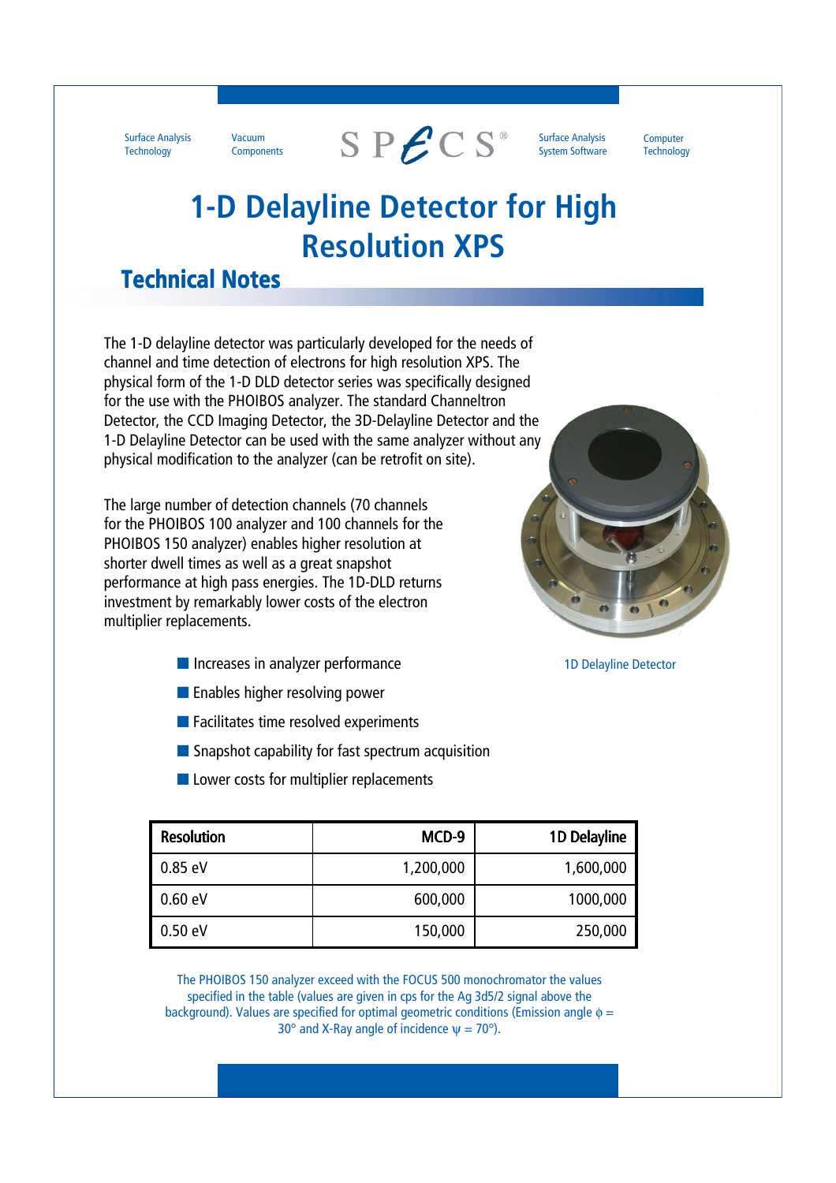Surface Analysis Technology | Vacuum Components | SPECS® | Surface Analysis System Software | Computer Technology

# 1-D Delayline Detector for High Resolution XPS

## Technical Notes

The 1-D delayline detector was particularly developed for the needs of channel and time detection of electrons for high resolution XPS. The physical form of the 1-D DLD detector series was specifically designed for the use with the PHOIBOS analyzer. The standard Channeltron Detector, the CCD Imaging Detector, the 3D-Delayline Detector and the 1-D Delayline Detector can be used with the same analyzer without any physical modification to the analyzer (can be retrofit on site).

The large number of detection channels (70 channels for the PHOIBOS 100 analyzer and 100 channels for the PHOIBOS 150 analyzer) enables higher resolution at shorter dwell times as well as a great snapshot performance at high pass energies. The 1D-DLD returns investment by remarkably lower costs of the electron multiplier replacements.

1D Delayline Detector

- Increases in analyzer performance
- Enables higher resolving power
- Facilitates time resolved experiments
- Snapshot capability for fast spectrum acquisition
- Lower costs for multiplier replacements

| Resolution | MCD-9 | 1D Delayline |
|---|---|---|
| 0.85 eV | 1,200,000 | 1,600,000 |
| 0.60 eV | 600,000 | 1000,000 |
| 0.50 eV | 150,000 | 250,000 |

The PHOIBOS 150 analyzer exceed with the FOCUS 500 monochromator the values specified in the table (values are given in cps for the Ag 3d5/2 signal above the background). Values are specified for optimal geometric conditions (Emission angle $\phi$ = 30° and X-Ray angle of incidence $\psi$ = 70°).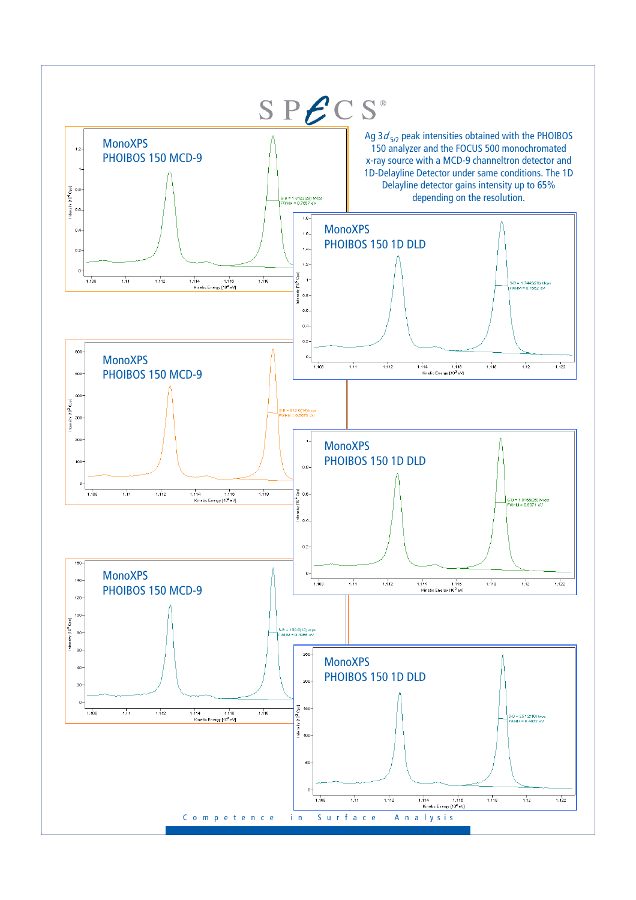SPECS®

Ag $3d_{5/2}$ peak intensities obtained with the PHOIBOS 150 analyzer and the FOCUS 500 monochromated x-ray source with a MCD-9 channeltron detector and 1D-Delayline Detector under same conditions. The 1D Delayline detector gains intensity up to 65% depending on the resolution.

MonoXPS
PHOIBOS 150 MCD-9

S-B = 1.3122(28) Mcps
FWHM = 0.7657 eV

MonoXPS
PHOIBOS 150 1D DLD

S-B = 1.7446(28) Mcps
FWHM = 0.7662 eV

MonoXPS
PHOIBOS 150 MCD-9

S-B = 612.0(14) kcps
FWHM = 0.5073 eV

MonoXPS
PHOIBOS 150 1D DLD

S-B = 1.0168(25) Mcps
FWHM = 0.5071 eV

MonoXPS
PHOIBOS 150 MCD-9

S-B = 154.6(10) kcps
FWHM = 0.4968 eV

MonoXPS
PHOIBOS 150 1D DLD

S-B = 251.2(10) kcps
FWHM = 0.4972 eV

Competence in Surface Analysis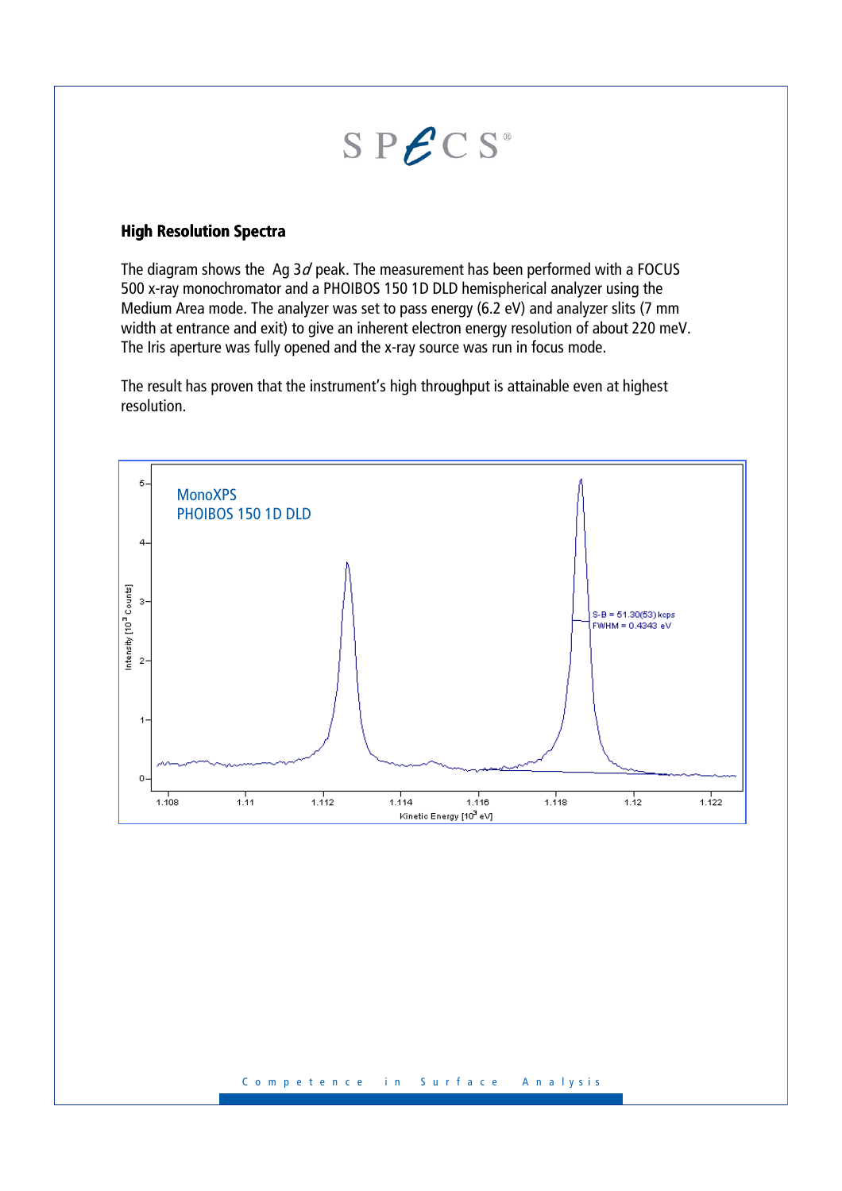## High Resolution Spectra

The diagram shows the Ag 3*d* peak. The measurement has been performed with a FOCUS 500 x-ray monochromator and a PHOIBOS 150 1D DLD hemispherical analyzer using the Medium Area mode. The analyzer was set to pass energy (6.2 eV) and analyzer slits (7 mm width at entrance and exit) to give an inherent electron energy resolution of about 220 meV. The Iris aperture was fully opened and the x-ray source was run in focus mode.

The result has proven that the instrument's high throughput is attainable even at highest resolution.

MonoXPS
PHOIBOS 150 1D DLD

S-B = 51.30(53) kcps
FWHM = 0.4343 eV

Intensity [$10^3$ Counts]

Kinetic Energy [$10^3$ eV]

Competence in Surface Analysis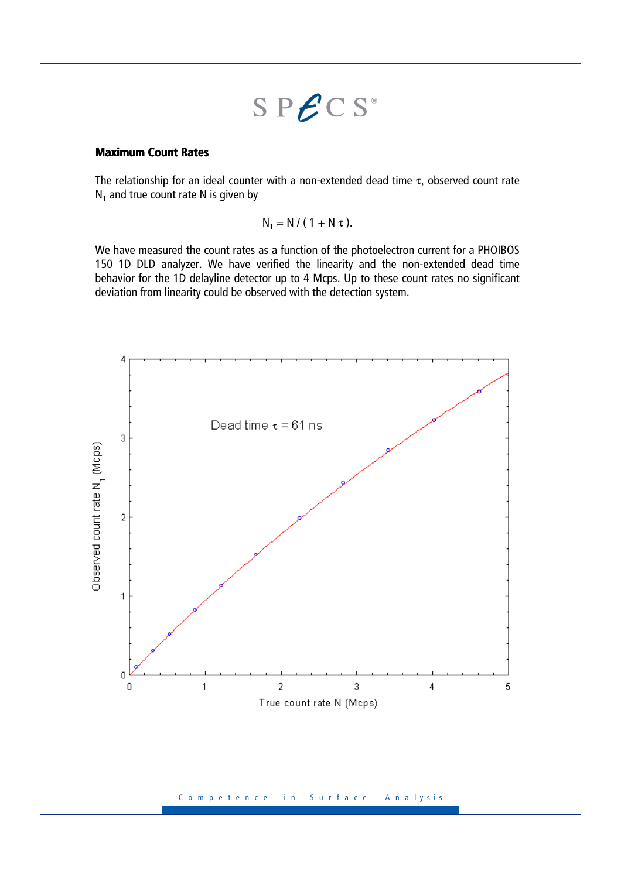## Maximum Count Rates

The relationship for an ideal counter with a non-extended dead time $\tau$, observed count rate $N_1$ and true count rate N is given by

$$N_1 = N / (1 + N\tau).$$

We have measured the count rates as a function of the photoelectron current for a PHOIBOS 150 1D DLD analyzer. We have verified the linearity and the non-extended dead time behavior for the 1D delayline detector up to 4 Mcps. Up to these count rates no significant deviation from linearity could be observed with the detection system.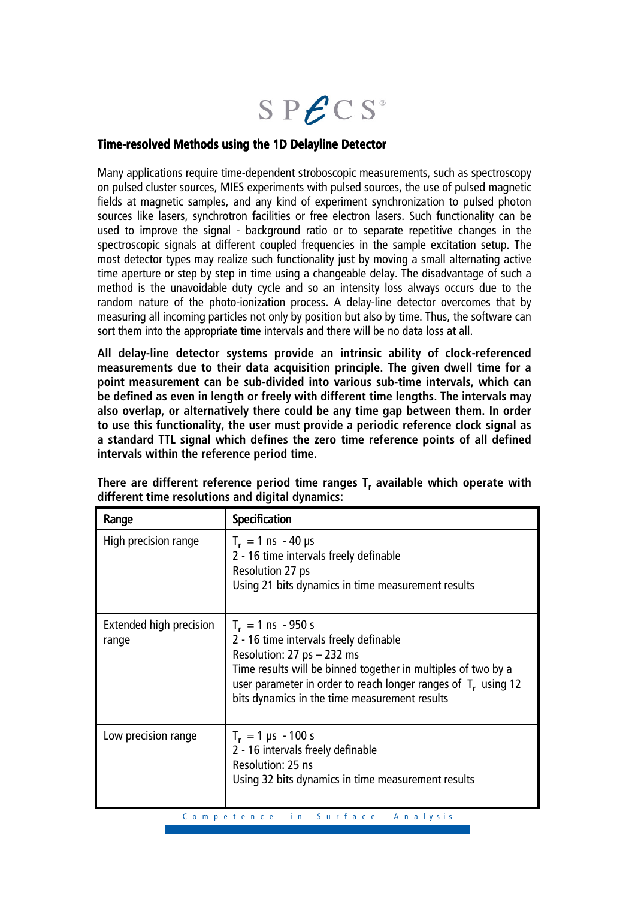## Time-resolved Methods using the 1D Delayline Detector

Many applications require time-dependent stroboscopic measurements, such as spectroscopy on pulsed cluster sources, MIES experiments with pulsed sources, the use of pulsed magnetic fields at magnetic samples, and any kind of experiment synchronization to pulsed photon sources like lasers, synchrotron facilities or free electron lasers. Such functionality can be used to improve the signal - background ratio or to separate repetitive changes in the spectroscopic signals at different coupled frequencies in the sample excitation setup. The most detector types may realize such functionality just by moving a small alternating active time aperture or step by step in time using a changeable delay. The disadvantage of such a method is the unavoidable duty cycle and so an intensity loss always occurs due to the random nature of the photo-ionization process. A delay-line detector overcomes that by measuring all incoming particles not only by position but also by time. Thus, the software can sort them into the appropriate time intervals and there will be no data loss at all.

**All delay-line detector systems provide an intrinsic ability of clock-referenced measurements due to their data acquisition principle. The given dwell time for a point measurement can be sub-divided into various sub-time intervals, which can be defined as even in length or freely with different time lengths. The intervals may also overlap, or alternatively there could be any time gap between them. In order to use this functionality, the user must provide a periodic reference clock signal as a standard TTL signal which defines the zero time reference points of all defined intervals within the reference period time.**

**There are different reference period time ranges $T_r$ available which operate with different time resolutions and digital dynamics:**

| Range | Specification |
|---|---|
| High precision range | $T_r$ = 1 ns - 40 µs<br>2 - 16 time intervals freely definable<br>Resolution 27 ps<br>Using 21 bits dynamics in time measurement results |
| Extended high precision range | $T_r$ = 1 ns - 950 s<br>2 - 16 time intervals freely definable<br>Resolution: 27 ps – 232 ms<br>Time results will be binned together in multiples of two by a user parameter in order to reach longer ranges of $T_r$ using 12 bits dynamics in the time measurement results |
| Low precision range | $T_r$ = 1 µs - 100 s<br>2 - 16 intervals freely definable<br>Resolution: 25 ns<br>Using 32 bits dynamics in time measurement results |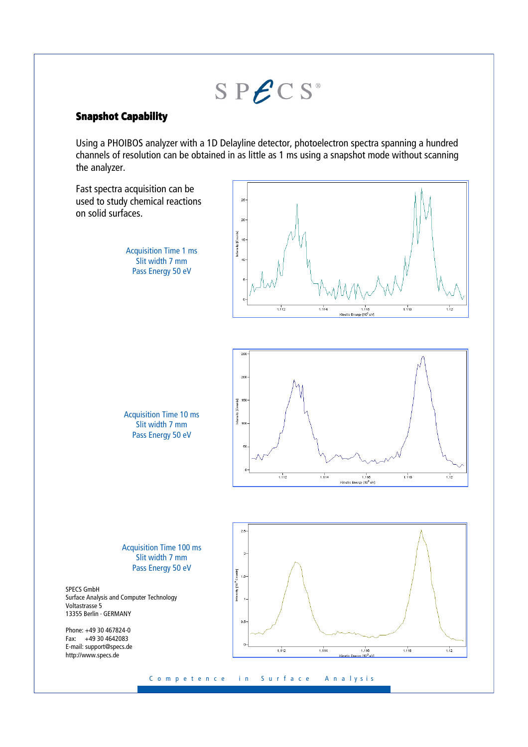SPECS®

## Snapshot Capability

Using a PHOIBOS analyzer with a 1D Delayline detector, photoelectron spectra spanning a hundred channels of resolution can be obtained in as little as 1 ms using a snapshot mode without scanning the analyzer.

Fast spectra acquisition can be used to study chemical reactions on solid surfaces.

Acquisition Time 1 ms
Slit width 7 mm
Pass Energy 50 eV

Intensity [Counts]
0
5
10
15
20
25
1.112
1.114
1.116
1.118
1.12
Kinetic Energy [10³ eV]

Acquisition Time 10 ms
Slit width 7 mm
Pass Energy 50 eV

Intensity [Counts]
0
50
100
150
200
250
1.112
1.114
1.116
1.118
1.12
Kinetic Energy [10³ eV]

Acquisition Time 100 ms
Slit width 7 mm
Pass Energy 50 eV

Intensity [10³ Counts]
0
0.5
1
1.5
2
2.5
1.112
1.114
1.116
1.118
1.12
Kinetic Energy [10³ eV]

SPECS GmbH
Surface Analysis and Computer Technology
Voltastrasse 5
13355 Berlin · GERMANY

Phone: +49 30 467824-0
Fax: +49 30 4642083
E-mail: support@specs.de
http://www.specs.de

Competence in Surface Analysis